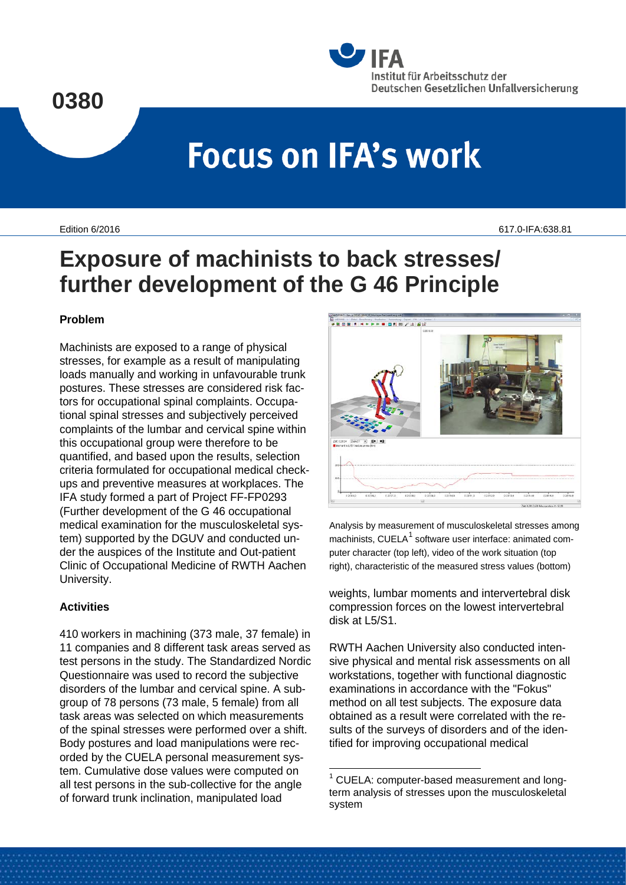# Focus on IFA's work

0380

Edition 6/2016

617.0-IFA:638.81

# Exposure of machinists to back stresses/ further development of the G 46 Principle

## Problem

Machinists are exposed to a range of physical stresses, for example as a result of manipulating loads manually and working in unfavourable trunk postures. These stresses are considered risk factors for occupational spinal complaints. Occupational spinal stresses and subjectively perceived complaints of the lumbar and cervical spine within this occupational group were therefore to be quantified, and based upon the results, selection criteria formulated for occupational medical check-ups and preventive measures at workplaces. The IFA study formed a part of Project FF-FP0293 (Further development of the G 46 occupational medical examination for the musculoskeletal system) supported by the DGUV and conducted under the auspices of the Institute and Out-patient Clinic of Occupational Medicine of RWTH Aachen University.

## Activities

410 workers in machining (373 male, 37 female) in 11 companies and 8 different task areas served as test persons in the study. The Standardized Nordic Questionnaire was used to record the subjective disorders of the lumbar and cervical spine. A subgroup of 78 persons (73 male, 5 female) from all task areas was selected on which measurements of the spinal stresses were performed over a shift. Body postures and load manipulations were recorded by the CUELA personal measurement system. Cumulative dose values were computed on all test persons in the sub-collective for the angle of forward trunk inclination, manipulated load weights, lumbar moments and intervertebral disk compression forces on the lowest intervertebral disk at L5/S1.

Analysis by measurement of musculoskeletal stresses among machinists, CUELA[1] software user interface: animated computer character (top left), video of the work situation (top right), characteristic of the measured stress values (bottom)

RWTH Aachen University also conducted intensive physical and mental risk assessments on all workstations, together with functional diagnostic examinations in accordance with the "Fokus" method on all test subjects. The exposure data obtained as a result were correlated with the results of the surveys of disorders and of the identified for improving occupational medical

[1] CUELA: computer-based measurement and long-term analysis of stresses upon the musculoskeletal system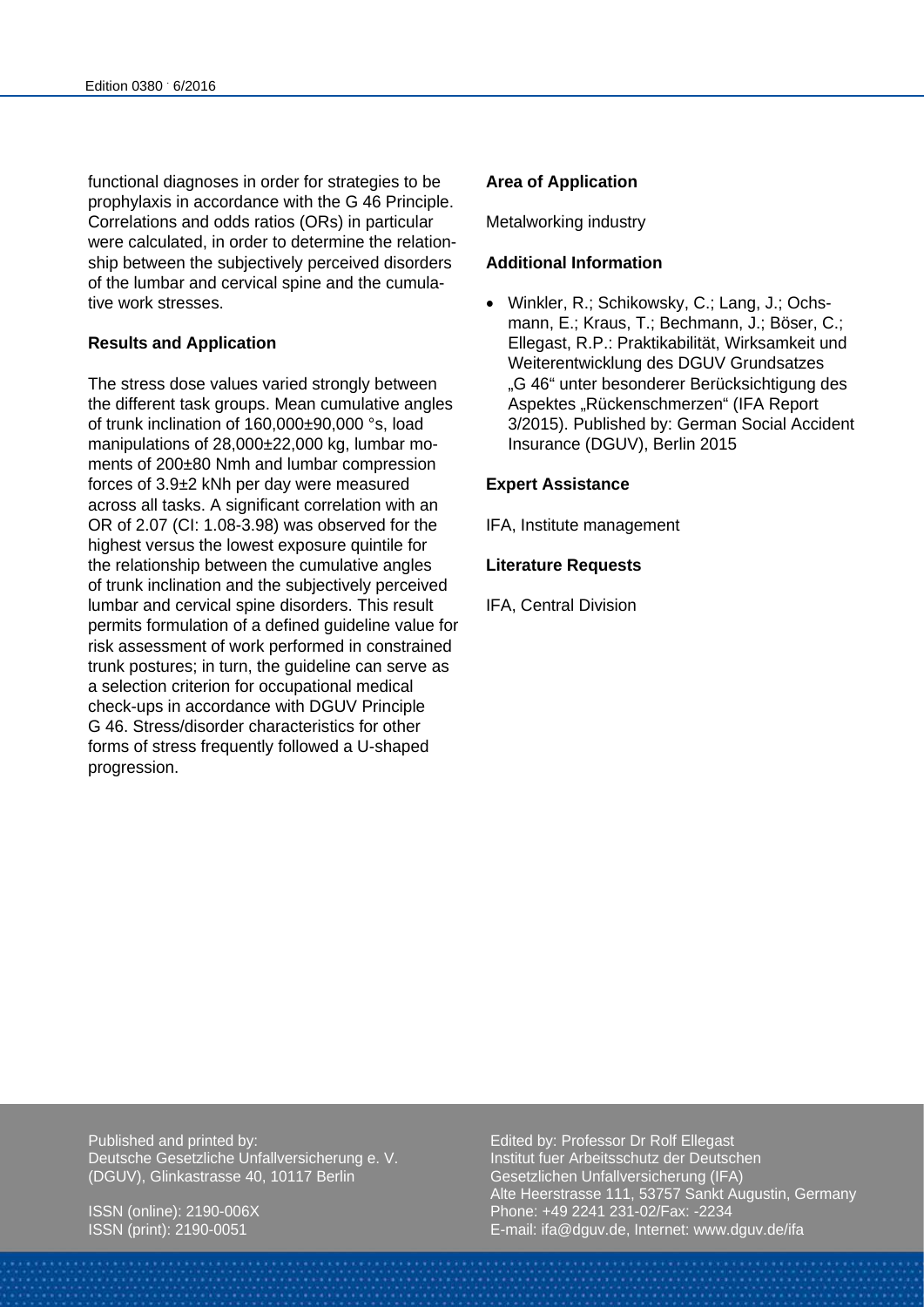functional diagnoses in order for strategies to be prophylaxis in accordance with the G 46 Principle. Correlations and odds ratios (ORs) in particular were calculated, in order to determine the relationship between the subjectively perceived disorders of the lumbar and cervical spine and the cumulative work stresses.

### Results and Application

The stress dose values varied strongly between the different task groups. Mean cumulative angles of trunk inclination of 160,000±90,000 °s, load manipulations of 28,000±22,000 kg, lumbar moments of 200±80 Nmh and lumbar compression forces of 3.9±2 kNh per day were measured across all tasks. A significant correlation with an OR of 2.07 (CI: 1.08-3.98) was observed for the highest versus the lowest exposure quintile for the relationship between the cumulative angles of trunk inclination and the subjectively perceived lumbar and cervical spine disorders. This result permits formulation of a defined guideline value for risk assessment of work performed in constrained trunk postures; in turn, the guideline can serve as a selection criterion for occupational medical check-ups in accordance with DGUV Principle G 46. Stress/disorder characteristics for other forms of stress frequently followed a U-shaped progression.

### Area of Application

Metalworking industry

### Additional Information

- Winkler, R.; Schikowsky, C.; Lang, J.; Ochsmann, E.; Kraus, T.; Bechmann, J.; Böser, C.; Ellegast, R.P.: Praktikabilität, Wirksamkeit und Weiterentwicklung des DGUV Grundsatzes „G 46" unter besonderer Berücksichtigung des Aspektes „Rückenschmerzen" (IFA Report 3/2015). Published by: German Social Accident Insurance (DGUV), Berlin 2015

### Expert Assistance

IFA, Institute management

### Literature Requests

IFA, Central Division

Published and printed by:
Deutsche Gesetzliche Unfallversicherung e. V. (DGUV), Glinkastrasse 40, 10117 Berlin

ISSN (online): 2190-006X
ISSN (print): 2190-0051

Edited by: Professor Dr Rolf Ellegast
Institut fuer Arbeitsschutz der Deutschen Gesetzlichen Unfallversicherung (IFA)
Alte Heerstrasse 111, 53757 Sankt Augustin, Germany
Phone: +49 2241 231-02/Fax: -2234
E-mail: ifa@dguv.de, Internet: www.dguv.de/ifa